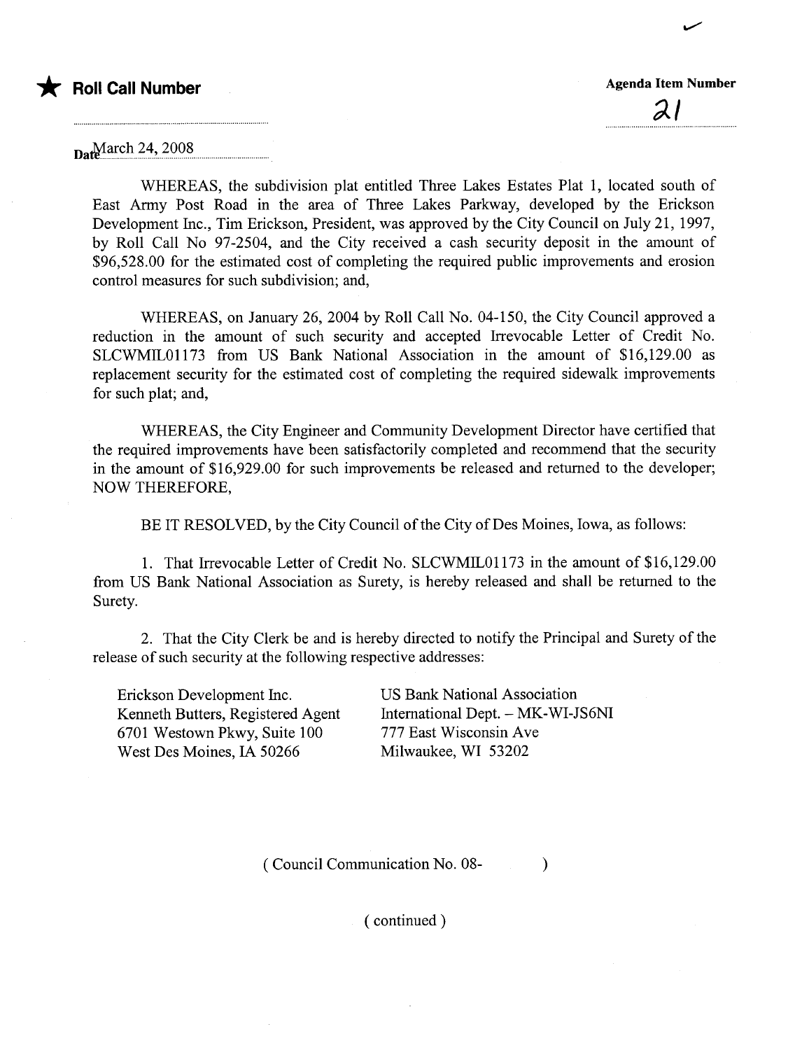★ **Roll Call Number**

**Agenda Item Number**

21

Date March 24, 2008

WHEREAS, the subdivision plat entitled Three Lakes Estates Plat 1, located south of East Army Post Road in the area of Three Lakes Parkway, developed by the Erickson Development Inc., Tim Erickson, President, was approved by the City Council on July 21, 1997, by Roll Call No 97-2504, and the City received a cash security deposit in the amount of $96,528.00 for the estimated cost of completing the required public improvements and erosion control measures for such subdivision; and,

WHEREAS, on January 26, 2004 by Roll Call No. 04-150, the City Council approved a reduction in the amount of such security and accepted Irrevocable Letter of Credit No. SLCWMIL01173 from US Bank National Association in the amount of $16,129.00 as replacement security for the estimated cost of completing the required sidewalk improvements for such plat; and,

WHEREAS, the City Engineer and Community Development Director have certified that the required improvements have been satisfactorily completed and recommend that the security in the amount of $16,929.00 for such improvements be released and returned to the developer; NOW THEREFORE,

BE IT RESOLVED, by the City Council of the City of Des Moines, Iowa, as follows:

1. That Irrevocable Letter of Credit No. SLCWMIL01173 in the amount of $16,129.00 from US Bank National Association as Surety, is hereby released and shall be returned to the Surety.

2. That the City Clerk be and is hereby directed to notify the Principal and Surety of the release of such security at the following respective addresses:

Erickson Development Inc.
Kenneth Butters, Registered Agent
6701 Westown Pkwy, Suite 100
West Des Moines, IA 50266

US Bank National Association
International Dept. – MK-WI-JS6NI
777 East Wisconsin Ave
Milwaukee, WI 53202

( Council Communication No. 08- )

( continued )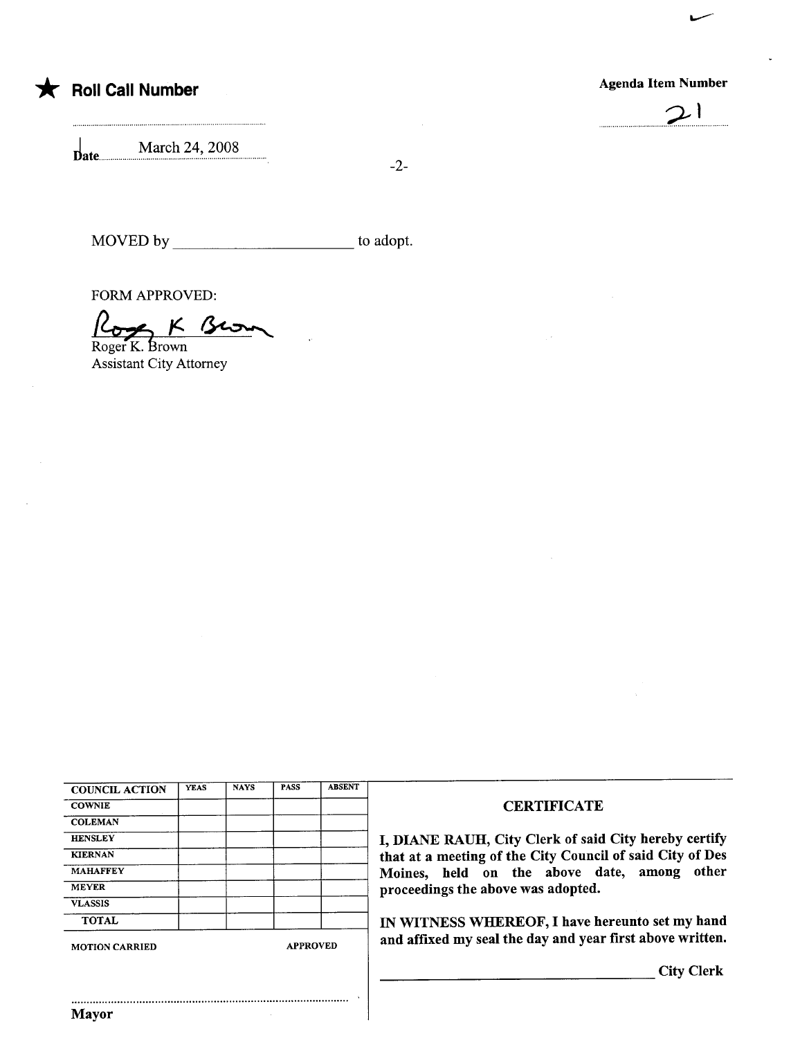★ **Roll Call Number**

**Agenda Item Number**

21

Date March 24, 2008

MOVED by ______________________ to adopt.

FORM APPROVED:

Roger K. Brown
Assistant City Attorney

| COUNCIL ACTION | YEAS | NAYS | PASS | ABSENT |
| --- | --- | --- | --- | --- |
| COWNIE | | | | |
| COLEMAN | | | | |
| HENSLEY | | | | |
| KIERNAN | | | | |
| MAHAFFEY | | | | |
| MEYER | | | | |
| VLASSIS | | | | |
| TOTAL | | | | |

MOTION CARRIED APPROVED

..........................................................................................

**Mayor**

**CERTIFICATE**

**I, DIANE RAUH, City Clerk of said City hereby certify that at a meeting of the City Council of said City of Des Moines, held on the above date, among other proceedings the above was adopted.**

**IN WITNESS WHEREOF, I have hereunto set my hand and affixed my seal the day and year first above written.**

______________________________ **City Clerk**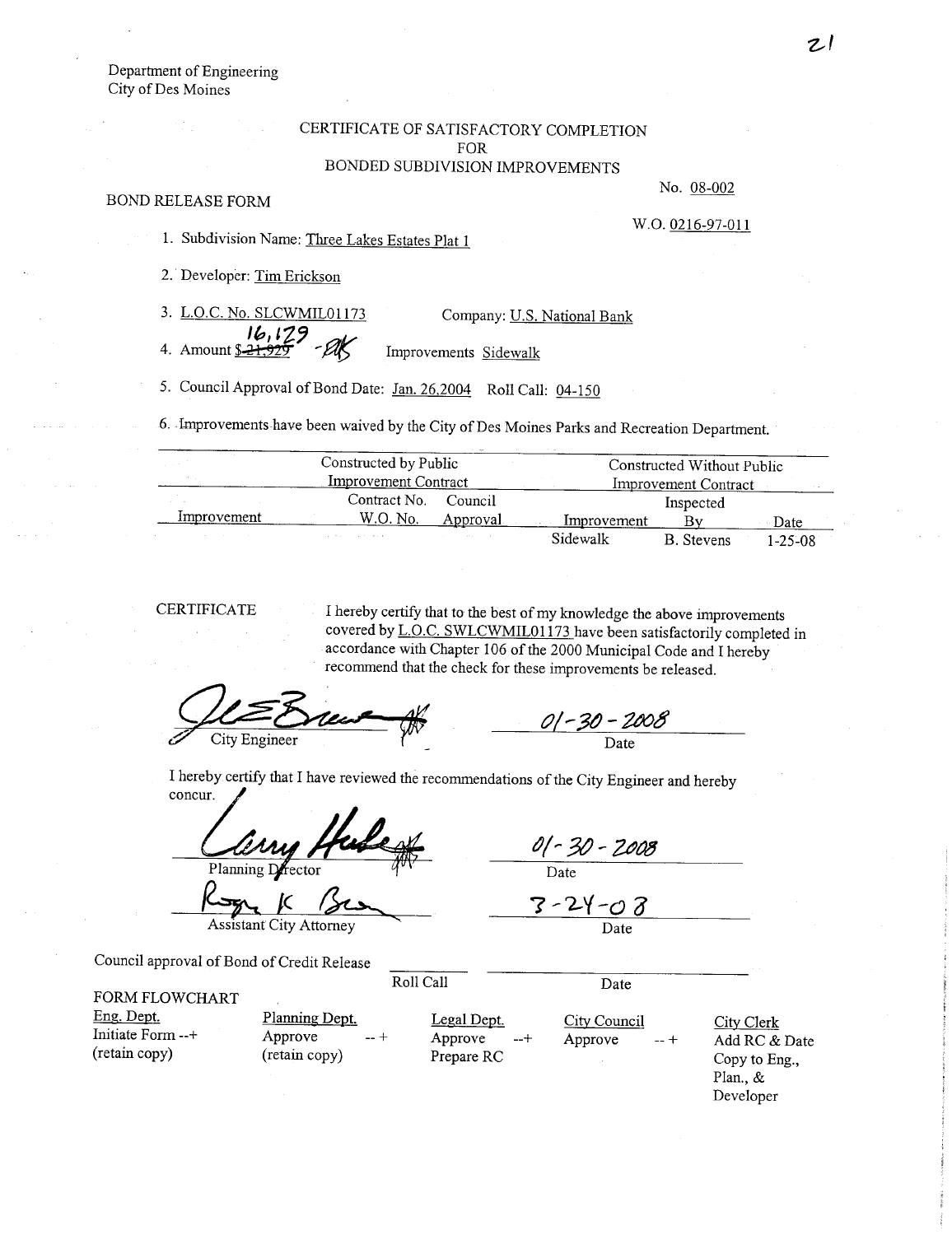Department of Engineering
City of Des Moines

CERTIFICATE OF SATISFACTORY COMPLETION
FOR
BONDED SUBDIVISION IMPROVEMENTS

No. 08-002

BOND RELEASE FORM

W.O. 0216-97-011

1. Subdivision Name: Three Lakes Estates Plat 1

2. Developer: Tim Erickson

3. L.O.C. No. SLCWMIL01173 Company: U.S. National Bank

4. Amount ~~$21,929~~ 16,179 -PK Improvements Sidewalk

5. Council Approval of Bond Date: Jan. 26,2004 Roll Call: 04-150

6. Improvements have been waived by the City of Des Moines Parks and Recreation Department.

| | Constructed by Public Improvement Contract | | Constructed Without Public Improvement Contract | | |
|---|---|---|---|---|---|
| Improvement | Contract No. W.O. No. | Council Approval | Improvement | Inspected By | Date |
| | | | Sidewalk | B. Stevens | 1-25-08 |

CERTIFICATE

I hereby certify that to the best of my knowledge the above improvements covered by L.O.C. SWLCWMIL01173 have been satisfactorily completed in accordance with Chapter 106 of the 2000 Municipal Code and I hereby recommend that the check for these improvements be released.

City Engineer — Date: 01-30-2008

I hereby certify that I have reviewed the recommendations of the City Engineer and hereby concur.

Planning Director — Date: 01-30-2008

Assistant City Attorney — Date: 3-24-08

Council approval of Bond of Credit Release ______ Roll Call ______ Date

FORM FLOWCHART

| Eng. Dept. | Planning Dept. | Legal Dept. | City Council | City Clerk |
|---|---|---|---|---|
| Initiate Form --+ (retain copy) | Approve --+ (retain copy) | Approve --+ Prepare RC | Approve --+ | Add RC & Date Copy to Eng., Plan., & Developer |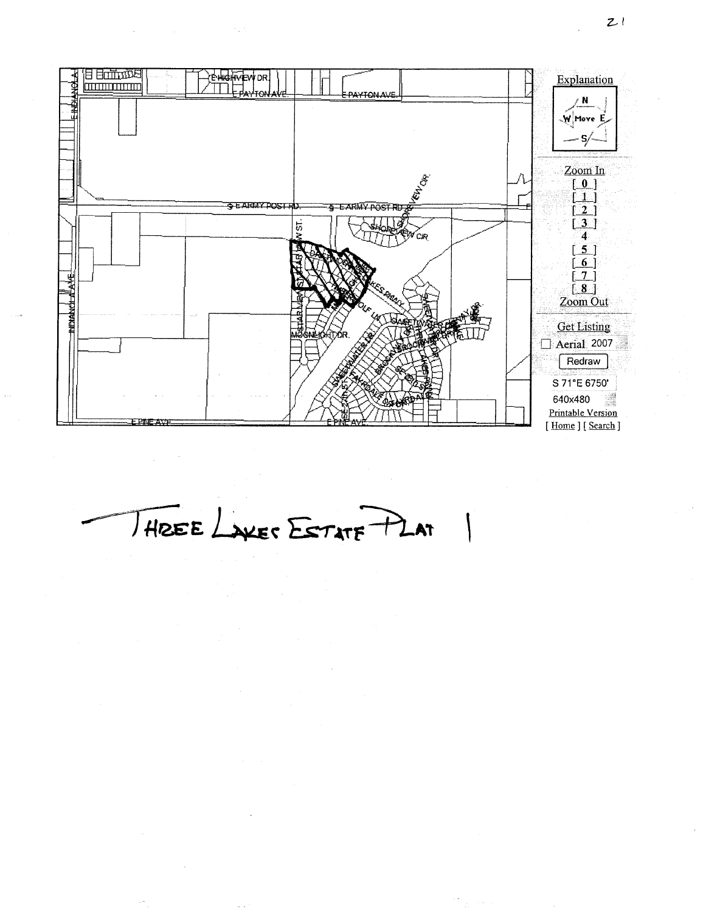Explanation

N

W Move E

S

Zoom In

[ 0 ]

[ 1 ]

[ 2 ]

[ 3 ]

4

[ 5 ]

[ 6 ]

[ 7 ]

[ 8 ]

Zoom Out

Get Listing

Aerial 2007

Redraw

S 71°E 6750'

640x480

Printable Version

[ Home ] [ Search ]

THREE LAKES ESTATE PLAT 1